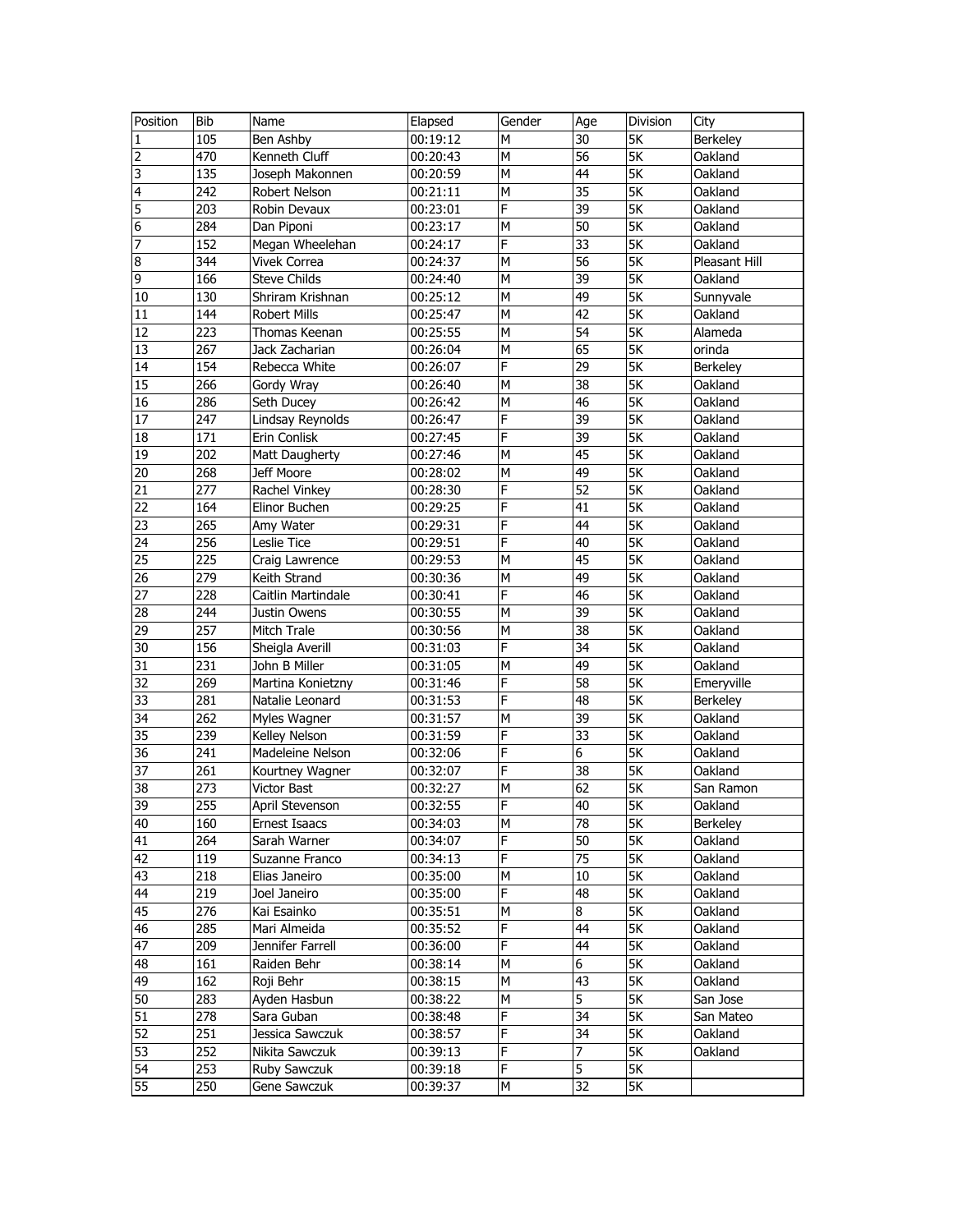| Position | Bib | Name | Elapsed | Gender | Age | Division | City |
|---|---|---|---|---|---|---|---|
| 1 | 105 | Ben Ashby | 00:19:12 | M | 30 | 5K | Berkeley |
| 2 | 470 | Kenneth Cluff | 00:20:43 | M | 56 | 5K | Oakland |
| 3 | 135 | Joseph Makonnen | 00:20:59 | M | 44 | 5K | Oakland |
| 4 | 242 | Robert Nelson | 00:21:11 | M | 35 | 5K | Oakland |
| 5 | 203 | Robin Devaux | 00:23:01 | F | 39 | 5K | Oakland |
| 6 | 284 | Dan Piponi | 00:23:17 | M | 50 | 5K | Oakland |
| 7 | 152 | Megan Wheelehan | 00:24:17 | F | 33 | 5K | Oakland |
| 8 | 344 | Vivek Correa | 00:24:37 | M | 56 | 5K | Pleasant Hill |
| 9 | 166 | Steve Childs | 00:24:40 | M | 39 | 5K | Oakland |
| 10 | 130 | Shriram Krishnan | 00:25:12 | M | 49 | 5K | Sunnyvale |
| 11 | 144 | Robert Mills | 00:25:47 | M | 42 | 5K | Oakland |
| 12 | 223 | Thomas Keenan | 00:25:55 | M | 54 | 5K | Alameda |
| 13 | 267 | Jack Zacharian | 00:26:04 | M | 65 | 5K | orinda |
| 14 | 154 | Rebecca White | 00:26:07 | F | 29 | 5K | Berkeley |
| 15 | 266 | Gordy Wray | 00:26:40 | M | 38 | 5K | Oakland |
| 16 | 286 | Seth Ducey | 00:26:42 | M | 46 | 5K | Oakland |
| 17 | 247 | Lindsay Reynolds | 00:26:47 | F | 39 | 5K | Oakland |
| 18 | 171 | Erin Conlisk | 00:27:45 | F | 39 | 5K | Oakland |
| 19 | 202 | Matt Daugherty | 00:27:46 | M | 45 | 5K | Oakland |
| 20 | 268 | Jeff Moore | 00:28:02 | M | 49 | 5K | Oakland |
| 21 | 277 | Rachel Vinkey | 00:28:30 | F | 52 | 5K | Oakland |
| 22 | 164 | Elinor Buchen | 00:29:25 | F | 41 | 5K | Oakland |
| 23 | 265 | Amy Water | 00:29:31 | F | 44 | 5K | Oakland |
| 24 | 256 | Leslie Tice | 00:29:51 | F | 40 | 5K | Oakland |
| 25 | 225 | Craig Lawrence | 00:29:53 | M | 45 | 5K | Oakland |
| 26 | 279 | Keith Strand | 00:30:36 | M | 49 | 5K | Oakland |
| 27 | 228 | Caitlin Martindale | 00:30:41 | F | 46 | 5K | Oakland |
| 28 | 244 | Justin Owens | 00:30:55 | M | 39 | 5K | Oakland |
| 29 | 257 | Mitch Trale | 00:30:56 | M | 38 | 5K | Oakland |
| 30 | 156 | Sheigla Averill | 00:31:03 | F | 34 | 5K | Oakland |
| 31 | 231 | John B Miller | 00:31:05 | M | 49 | 5K | Oakland |
| 32 | 269 | Martina Konietzny | 00:31:46 | F | 58 | 5K | Emeryville |
| 33 | 281 | Natalie Leonard | 00:31:53 | F | 48 | 5K | Berkeley |
| 34 | 262 | Myles Wagner | 00:31:57 | M | 39 | 5K | Oakland |
| 35 | 239 | Kelley Nelson | 00:31:59 | F | 33 | 5K | Oakland |
| 36 | 241 | Madeleine Nelson | 00:32:06 | F | 6 | 5K | Oakland |
| 37 | 261 | Kourtney Wagner | 00:32:07 | F | 38 | 5K | Oakland |
| 38 | 273 | Victor Bast | 00:32:27 | M | 62 | 5K | San Ramon |
| 39 | 255 | April Stevenson | 00:32:55 | F | 40 | 5K | Oakland |
| 40 | 160 | Ernest Isaacs | 00:34:03 | M | 78 | 5K | Berkeley |
| 41 | 264 | Sarah Warner | 00:34:07 | F | 50 | 5K | Oakland |
| 42 | 119 | Suzanne Franco | 00:34:13 | F | 75 | 5K | Oakland |
| 43 | 218 | Elias Janeiro | 00:35:00 | M | 10 | 5K | Oakland |
| 44 | 219 | Joel Janeiro | 00:35:00 | F | 48 | 5K | Oakland |
| 45 | 276 | Kai Esainko | 00:35:51 | M | 8 | 5K | Oakland |
| 46 | 285 | Mari Almeida | 00:35:52 | F | 44 | 5K | Oakland |
| 47 | 209 | Jennifer Farrell | 00:36:00 | F | 44 | 5K | Oakland |
| 48 | 161 | Raiden Behr | 00:38:14 | M | 6 | 5K | Oakland |
| 49 | 162 | Roji Behr | 00:38:15 | M | 43 | 5K | Oakland |
| 50 | 283 | Ayden Hasbun | 00:38:22 | M | 5 | 5K | San Jose |
| 51 | 278 | Sara Guban | 00:38:48 | F | 34 | 5K | San Mateo |
| 52 | 251 | Jessica Sawczuk | 00:38:57 | F | 34 | 5K | Oakland |
| 53 | 252 | Nikita Sawczuk | 00:39:13 | F | 7 | 5K | Oakland |
| 54 | 253 | Ruby Sawczuk | 00:39:18 | F | 5 | 5K | |
| 55 | 250 | Gene Sawczuk | 00:39:37 | M | 32 | 5K | |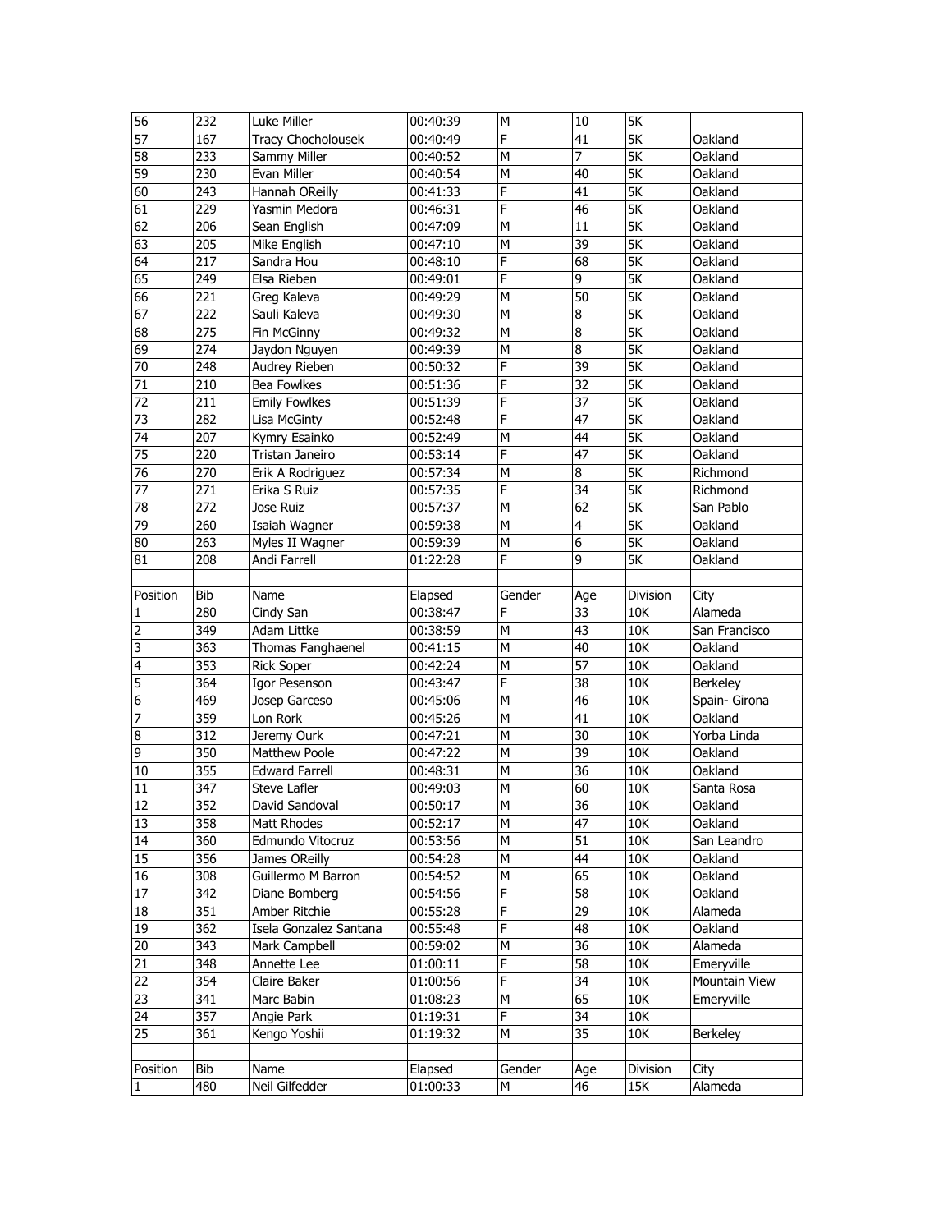| 56 | 232 | Luke Miller | 00:40:39 | M | 10 | 5K | |
|---|---|---|---|---|---|---|---|
| 57 | 167 | Tracy Chocholousek | 00:40:49 | F | 41 | 5K | Oakland |
| 58 | 233 | Sammy Miller | 00:40:52 | M | 7 | 5K | Oakland |
| 59 | 230 | Evan Miller | 00:40:54 | M | 40 | 5K | Oakland |
| 60 | 243 | Hannah OReilly | 00:41:33 | F | 41 | 5K | Oakland |
| 61 | 229 | Yasmin Medora | 00:46:31 | F | 46 | 5K | Oakland |
| 62 | 206 | Sean English | 00:47:09 | M | 11 | 5K | Oakland |
| 63 | 205 | Mike English | 00:47:10 | M | 39 | 5K | Oakland |
| 64 | 217 | Sandra Hou | 00:48:10 | F | 68 | 5K | Oakland |
| 65 | 249 | Elsa Rieben | 00:49:01 | F | 9 | 5K | Oakland |
| 66 | 221 | Greg Kaleva | 00:49:29 | M | 50 | 5K | Oakland |
| 67 | 222 | Sauli Kaleva | 00:49:30 | M | 8 | 5K | Oakland |
| 68 | 275 | Fin McGinny | 00:49:32 | M | 8 | 5K | Oakland |
| 69 | 274 | Jaydon Nguyen | 00:49:39 | M | 8 | 5K | Oakland |
| 70 | 248 | Audrey Rieben | 00:50:32 | F | 39 | 5K | Oakland |
| 71 | 210 | Bea Fowlkes | 00:51:36 | F | 32 | 5K | Oakland |
| 72 | 211 | Emily Fowlkes | 00:51:39 | F | 37 | 5K | Oakland |
| 73 | 282 | Lisa McGinty | 00:52:48 | F | 47 | 5K | Oakland |
| 74 | 207 | Kymry Esainko | 00:52:49 | M | 44 | 5K | Oakland |
| 75 | 220 | Tristan Janeiro | 00:53:14 | F | 47 | 5K | Oakland |
| 76 | 270 | Erik A Rodriguez | 00:57:34 | M | 8 | 5K | Richmond |
| 77 | 271 | Erika S Ruiz | 00:57:35 | F | 34 | 5K | Richmond |
| 78 | 272 | Jose Ruiz | 00:57:37 | M | 62 | 5K | San Pablo |
| 79 | 260 | Isaiah Wagner | 00:59:38 | M | 4 | 5K | Oakland |
| 80 | 263 | Myles II Wagner | 00:59:39 | M | 6 | 5K | Oakland |
| 81 | 208 | Andi Farrell | 01:22:28 | F | 9 | 5K | Oakland |

| Position | Bib | Name | Elapsed | Gender | Age | Division | City |
|---|---|---|---|---|---|---|---|
| 1 | 280 | Cindy San | 00:38:47 | F | 33 | 10K | Alameda |
| 2 | 349 | Adam Littke | 00:38:59 | M | 43 | 10K | San Francisco |
| 3 | 363 | Thomas Fanghaenel | 00:41:15 | M | 40 | 10K | Oakland |
| 4 | 353 | Rick Soper | 00:42:24 | M | 57 | 10K | Oakland |
| 5 | 364 | Igor Pesenson | 00:43:47 | F | 38 | 10K | Berkeley |
| 6 | 469 | Josep Garceso | 00:45:06 | M | 46 | 10K | Spain- Girona |
| 7 | 359 | Lon Rork | 00:45:26 | M | 41 | 10K | Oakland |
| 8 | 312 | Jeremy Ourk | 00:47:21 | M | 30 | 10K | Yorba Linda |
| 9 | 350 | Matthew Poole | 00:47:22 | M | 39 | 10K | Oakland |
| 10 | 355 | Edward Farrell | 00:48:31 | M | 36 | 10K | Oakland |
| 11 | 347 | Steve Lafler | 00:49:03 | M | 60 | 10K | Santa Rosa |
| 12 | 352 | David Sandoval | 00:50:17 | M | 36 | 10K | Oakland |
| 13 | 358 | Matt Rhodes | 00:52:17 | M | 47 | 10K | Oakland |
| 14 | 360 | Edmundo Vitocruz | 00:53:56 | M | 51 | 10K | San Leandro |
| 15 | 356 | James OReilly | 00:54:28 | M | 44 | 10K | Oakland |
| 16 | 308 | Guillermo M Barron | 00:54:52 | M | 65 | 10K | Oakland |
| 17 | 342 | Diane Bomberg | 00:54:56 | F | 58 | 10K | Oakland |
| 18 | 351 | Amber Ritchie | 00:55:28 | F | 29 | 10K | Alameda |
| 19 | 362 | Isela Gonzalez Santana | 00:55:48 | F | 48 | 10K | Oakland |
| 20 | 343 | Mark Campbell | 00:59:02 | M | 36 | 10K | Alameda |
| 21 | 348 | Annette Lee | 01:00:11 | F | 58 | 10K | Emeryville |
| 22 | 354 | Claire Baker | 01:00:56 | F | 34 | 10K | Mountain View |
| 23 | 341 | Marc Babin | 01:08:23 | M | 65 | 10K | Emeryville |
| 24 | 357 | Angie Park | 01:19:31 | F | 34 | 10K | |
| 25 | 361 | Kengo Yoshii | 01:19:32 | M | 35 | 10K | Berkeley |

| Position | Bib | Name | Elapsed | Gender | Age | Division | City |
|---|---|---|---|---|---|---|---|
| 1 | 480 | Neil Gilfedder | 01:00:33 | M | 46 | 15K | Alameda |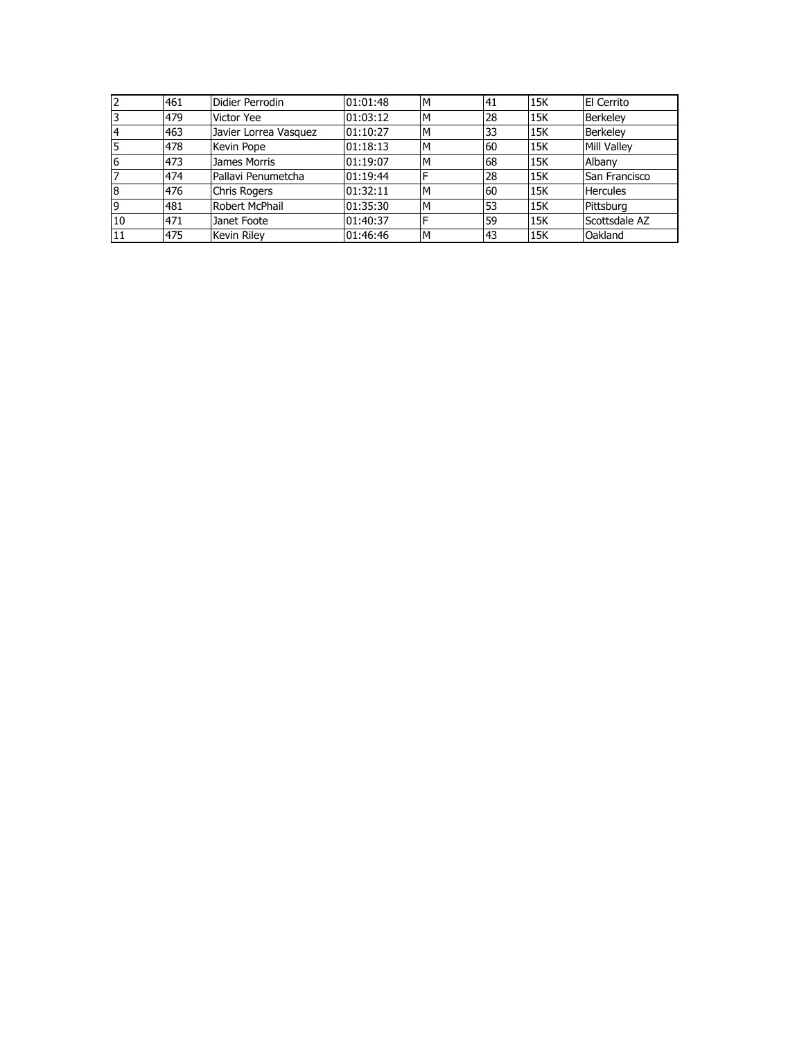| | | | | | | | |
|---|---|---|---|---|---|---|---|
| 2 | 461 | Didier Perrodin | 01:01:48 | M | 41 | 15K | El Cerrito |
| 3 | 479 | Victor Yee | 01:03:12 | M | 28 | 15K | Berkeley |
| 4 | 463 | Javier Lorrea Vasquez | 01:10:27 | M | 33 | 15K | Berkeley |
| 5 | 478 | Kevin Pope | 01:18:13 | M | 60 | 15K | Mill Valley |
| 6 | 473 | James Morris | 01:19:07 | M | 68 | 15K | Albany |
| 7 | 474 | Pallavi Penumetcha | 01:19:44 | F | 28 | 15K | San Francisco |
| 8 | 476 | Chris Rogers | 01:32:11 | M | 60 | 15K | Hercules |
| 9 | 481 | Robert McPhail | 01:35:30 | M | 53 | 15K | Pittsburg |
| 10 | 471 | Janet Foote | 01:40:37 | F | 59 | 15K | Scottsdale AZ |
| 11 | 475 | Kevin Riley | 01:46:46 | M | 43 | 15K | Oakland |